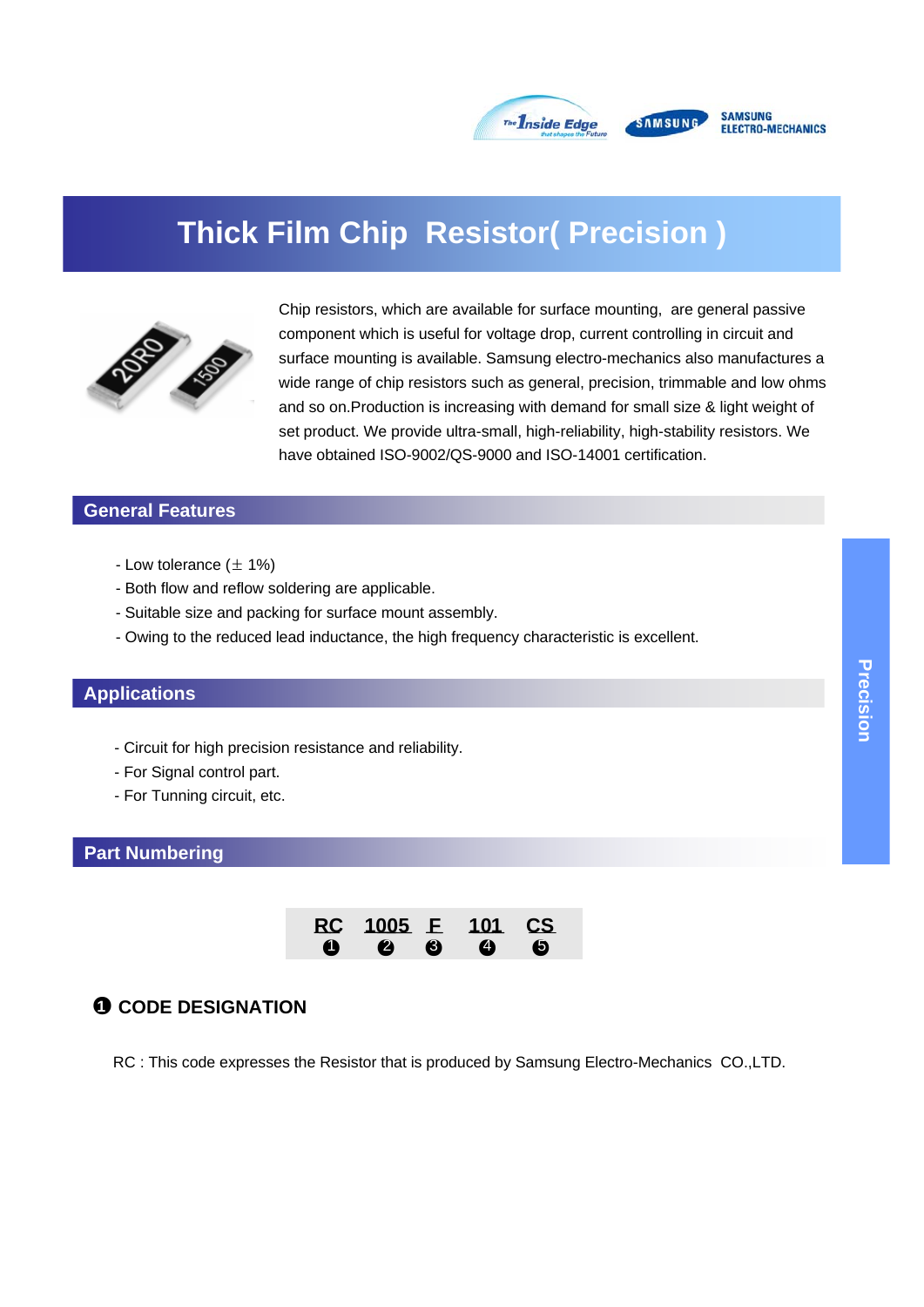# Thick Film Chip Resistor( Precision )

Chip resistors, which are available for surface mounting, are general passive component which is useful for voltage drop, current controlling in circuit and surface mounting is available. Samsung electro-mechanics also manufactures a wide range of chip resistors such as general, precision, trimmable and low ohms and so on.Production is increasing with demand for small size & light weight of set product. We provide ultra-small, high-reliability, high-stability resistors. We have obtained ISO-9002/QS-9000 and ISO-14001 certification.

## General Features

- Low tolerance (± 1%)
- Both flow and reflow soldering are applicable.
- Suitable size and packing for surface mount assembly.
- Owing to the reduced lead inductance, the high frequency characteristic is excellent.

## Applications

- Circuit for high precision resistance and reliability.
- For Signal control part.
- For Tunning circuit, etc.

## Part Numbering

| RC | 1005 | F | 101 | CS |
|---|---|---|---|---|
| ❶ | ❷ | ❸ | ❹ | ❺ |

### ❶ CODE DESIGNATION

RC : This code expresses the Resistor that is produced by Samsung Electro-Mechanics CO.,LTD.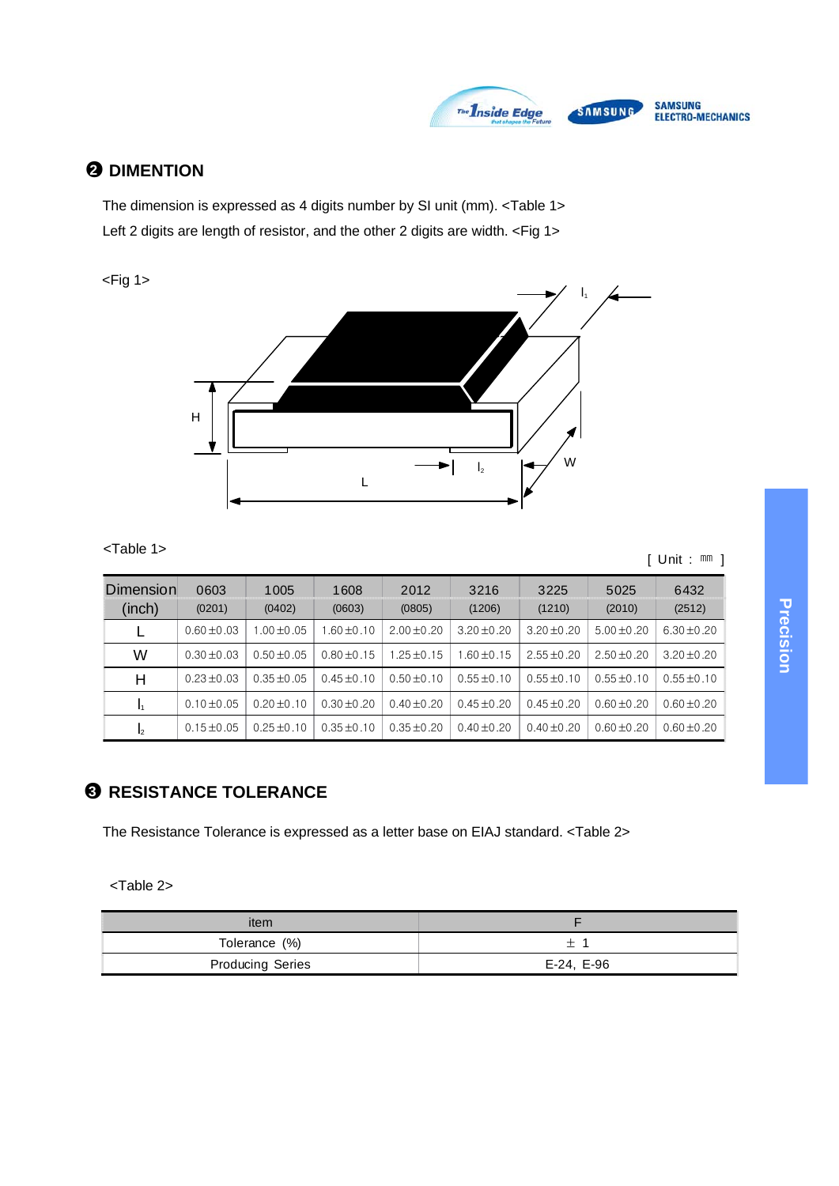## ❷ DIMENTION

The dimension is expressed as 4 digits number by SI unit (mm). <Table 1>

Left 2 digits are length of resistor, and the other 2 digits are width. <Fig 1>

<Fig 1>

<Table 1>

[ Unit : ㎜ ]

| Dimension (inch) | 0603 (0201) | 1005 (0402) | 1608 (0603) | 2012 (0805) | 3216 (1206) | 3225 (1210) | 5025 (2010) | 6432 (2512) |
|---|---|---|---|---|---|---|---|---|
| L | 0.60±0.03 | 1.00±0.05 | 1.60±0.10 | 2.00±0.20 | 3.20±0.20 | 3.20±0.20 | 5.00±0.20 | 6.30±0.20 |
| W | 0.30±0.03 | 0.50±0.05 | 0.80±0.15 | 1.25±0.15 | 1.60±0.15 | 2.55±0.20 | 2.50±0.20 | 3.20±0.20 |
| H | 0.23±0.03 | 0.35±0.05 | 0.45±0.10 | 0.50±0.10 | 0.55±0.10 | 0.55±0.10 | 0.55±0.10 | 0.55±0.10 |
| $l_1$ | 0.10±0.05 | 0.20±0.10 | 0.30±0.20 | 0.40±0.20 | 0.45±0.20 | 0.45±0.20 | 0.60±0.20 | 0.60±0.20 |
| $l_2$ | 0.15±0.05 | 0.25±0.10 | 0.35±0.10 | 0.35±0.20 | 0.40±0.20 | 0.40±0.20 | 0.60±0.20 | 0.60±0.20 |

## ❸ RESISTANCE TOLERANCE

The Resistance Tolerance is expressed as a letter base on EIAJ standard. <Table 2>

<Table 2>

| item | F |
|---|---|
| Tolerance (%) | ± 1 |
| Producing Series | E-24, E-96 |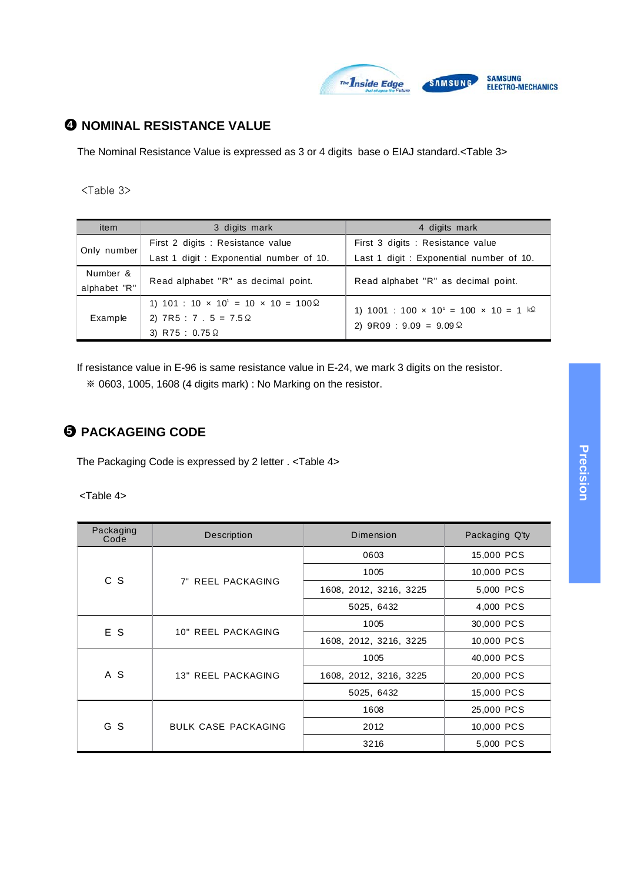## ❹ NOMINAL RESISTANCE VALUE

The Nominal Resistance Value is expressed as 3 or 4 digits base o EIAJ standard.<Table 3>

<Table 3>

| item | 3 digits mark | 4 digits mark |
|---|---|---|
| Only number | First 2 digits : Resistance value<br>Last 1 digit : Exponential number of 10. | First 3 digits : Resistance value<br>Last 1 digit : Exponential number of 10. |
| Number & alphabet "R" | Read alphabet "R" as decimal point. | Read alphabet "R" as decimal point. |
| Example | 1) 101 : $10 \times 10^1 = 10 \times 10 = 100\Omega$<br>2) 7R5 : 7 . 5 = 7.5Ω<br>3) R75 : 0.75Ω | 1) 1001 : $100 \times 10^1 = 100 \times 10 = 1$ kΩ<br>2) 9R09 : 9.09 = 9.09Ω |

If resistance value in E-96 is same resistance value in E-24, we mark 3 digits on the resistor.
※ 0603, 1005, 1608 (4 digits mark) : No Marking on the resistor.

## ❺ PACKAGEING CODE

The Packaging Code is expressed by 2 letter . <Table 4>

<Table 4>

| Packaging Code | Description | Dimension | Packaging Q'ty |
|---|---|---|---|
| C S | 7" REEL PACKAGING | 0603 | 15,000 PCS |
| | | 1005 | 10,000 PCS |
| | | 1608, 2012, 3216, 3225 | 5,000 PCS |
| | | 5025, 6432 | 4,000 PCS |
| E S | 10" REEL PACKAGING | 1005 | 30,000 PCS |
| | | 1608, 2012, 3216, 3225 | 10,000 PCS |
| A S | 13" REEL PACKAGING | 1005 | 40,000 PCS |
| | | 1608, 2012, 3216, 3225 | 20,000 PCS |
| | | 5025, 6432 | 15,000 PCS |
| G S | BULK CASE PACKAGING | 1608 | 25,000 PCS |
| | | 2012 | 10,000 PCS |
| | | 3216 | 5,000 PCS |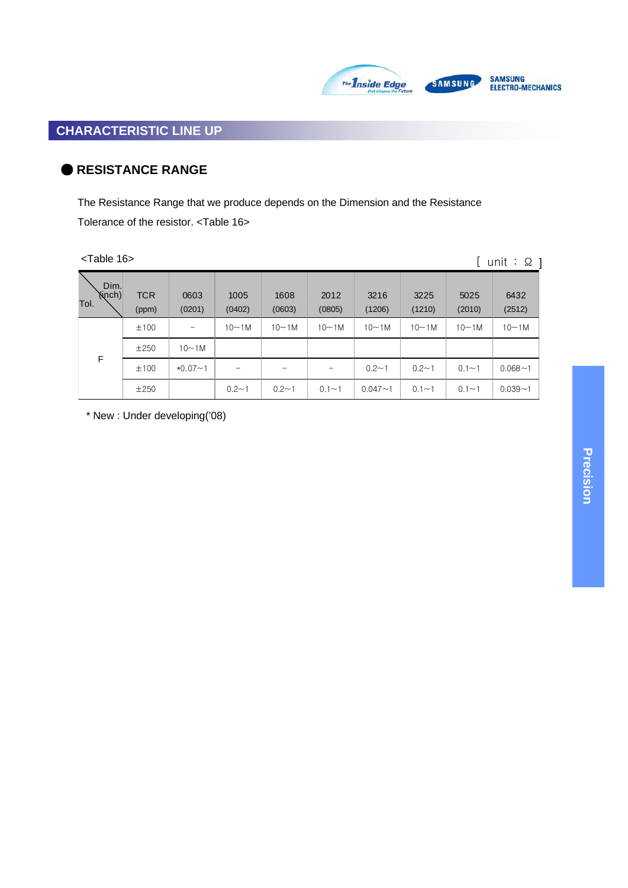## CHARACTERISTIC LINE UP

### RESISTANCE RANGE

The Resistance Range that we produce depends on the Dimension and the Resistance Tolerance of the resistor. <Table 16>

<Table 16>

[ unit : Ω ]

| Tol. \ Dim. (inch) | TCR (ppm) | 0603 (0201) | 1005 (0402) | 1608 (0603) | 2012 (0805) | 3216 (1206) | 3225 (1210) | 5025 (2010) | 6432 (2512) |
|---|---|---|---|---|---|---|---|---|---|
| F | ±100 | – | 10~1M | 10~1M | 10~1M | 10~1M | 10~1M | 10~1M | 10~1M |
| | ±250 | 10~1M | | | | | | | |
| | ±100 | *0.07~1 | – | – | – | 0.2~1 | 0.2~1 | 0.1~1 | 0.068~1 |
| | ±250 | | 0.2~1 | 0.2~1 | 0.1~1 | 0.047~1 | 0.1~1 | 0.1~1 | 0.039~1 |

* New : Under developing('08)

Precision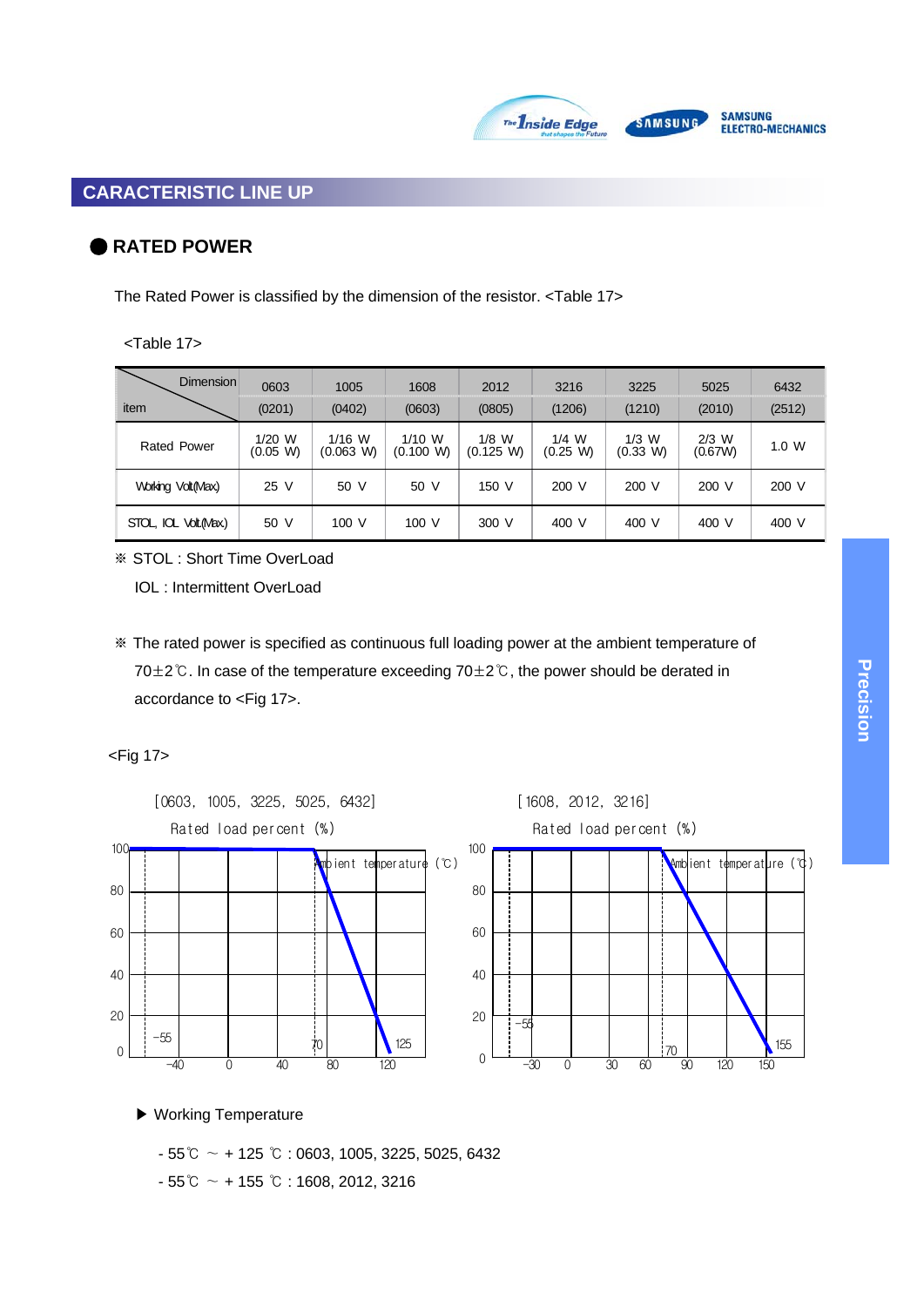## CARACTERISTIC LINE UP

### RATED POWER

The Rated Power is classified by the dimension of the resistor. <Table 17>

<Table 17>

| Dimension / item | 0603 (0201) | 1005 (0402) | 1608 (0603) | 2012 (0805) | 3216 (1206) | 3225 (1210) | 5025 (2010) | 6432 (2512) |
|---|---|---|---|---|---|---|---|---|
| Rated Power | 1/20 W (0.05 W) | 1/16 W (0.063 W) | 1/10 W (0.100 W) | 1/8 W (0.125 W) | 1/4 W (0.25 W) | 1/3 W (0.33 W) | 2/3 W (0.67W) | 1.0 W |
| Working Volt(Max) | 25 V | 50 V | 50 V | 150 V | 200 V | 200 V | 200 V | 200 V |
| STOL, IOL Volt(Max) | 50 V | 100 V | 100 V | 300 V | 400 V | 400 V | 400 V | 400 V |

※ STOL : Short Time OverLoad

IOL : Intermittent OverLoad

※ The rated power is specified as continuous full loading power at the ambient temperature of 70±2℃. In case of the temperature exceeding 70±2℃, the power should be derated in accordance to <Fig 17>.

<Fig 17>

[0603, 1005, 3225, 5025, 6432] Rated load percent (%) — Ambient temperature (℃); 100% up to 70℃, derated to 0% at 125℃; -55

[1608, 2012, 3216] Rated load percent (%) — Ambient temperature (℃); 100% up to 70℃, derated to 0% at 155℃; -55

▶ Working Temperature

- 55℃ ~ + 125 ℃ : 0603, 1005, 3225, 5025, 6432
- 55℃ ~ + 155 ℃ : 1608, 2012, 3216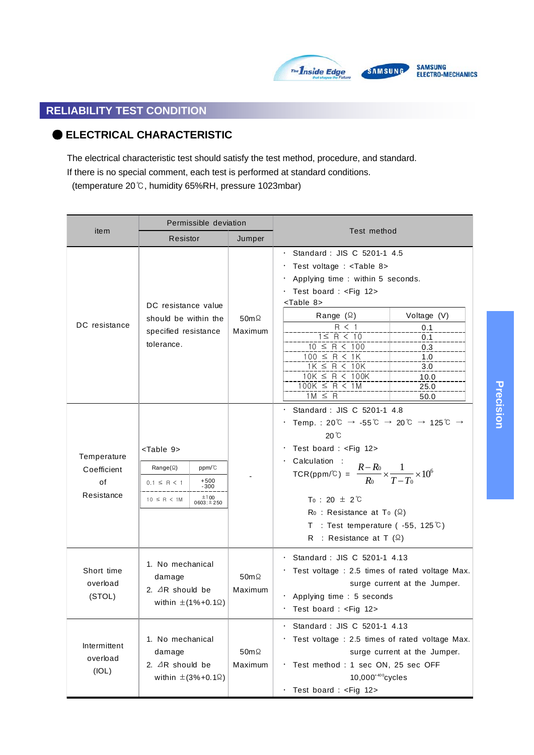## RELIABILITY TEST CONDITION

### ● ELECTRICAL CHARACTERISTIC

The electrical characteristic test should satisfy the test method, procedure, and standard.
If there is no special comment, each test is performed at standard conditions.
(temperature 20℃, humidity 65%RH, pressure 1023mbar)

| item | Permissible deviation | | Test method |
|---|---|---|---|
| | Resistor | Jumper | |
| DC resistance | DC resistance value should be within the specified resistance tolerance. | 50mΩ Maximum | · Standard : JIS C 5201-1 4.5<br>· Test voltage : <Table 8><br>· Applying time : within 5 seconds.<br>· Test board : <Fig 12><br><Table 8><br>Range (Ω) / Voltage (V):<br>R < 1 : 0.1<br>1≤ R < 10 : 0.1<br>10 ≤ R < 100 : 0.3<br>100 ≤ R < 1K : 1.0<br>1K ≤ R < 10K : 3.0<br>10K ≤ R < 100K : 10.0<br>100K ≤ R < 1M : 25.0<br>1M ≤ R : 50.0 |
| Temperature Coefficient of Resistance | <Table 9><br>Range(Ω) / ppm/℃:<br>0.1 ≤ R < 1 : +500 -300<br>10 ≤ R < 1M : ±100, 0603: ±250 | - | · Standard : JIS C 5201-1 4.8<br>· Temp. : 20℃ → -55℃ → 20℃ → 125℃ → 20℃<br>· Test board : <Fig 12><br>· Calculation : TCR(ppm/℃) = $\frac{R-R_0}{R_0} \times \frac{1}{T-T_0} \times 10^6$<br>$T_0$ : 20 ± 2℃<br>$R_0$ : Resistance at $T_0$ (Ω)<br>T : Test temperature ( -55, 125℃)<br>R : Resistance at T (Ω) |
| Short time overload (STOL) | 1. No mechanical damage<br>2. ⊿R should be within ±(1%+0.1Ω) | 50mΩ Maximum | · Standard : JIS C 5201-1 4.13<br>· Test voltage : 2.5 times of rated voltage Max. surge current at the Jumper.<br>· Applying time : 5 seconds<br>· Test board : <Fig 12> |
| Intermittent overload (IOL) | 1. No mechanical damage<br>2. ⊿R should be within ±(3%+0.1Ω) | 50mΩ Maximum | · Standard : JIS C 5201-1 4.13<br>· Test voltage : 2.5 times of rated voltage Max. surge current at the Jumper.<br>· Test method : 1 sec ON, 25 sec OFF 10,000$^{+400}$cycles<br>· Test board : <Fig 12> |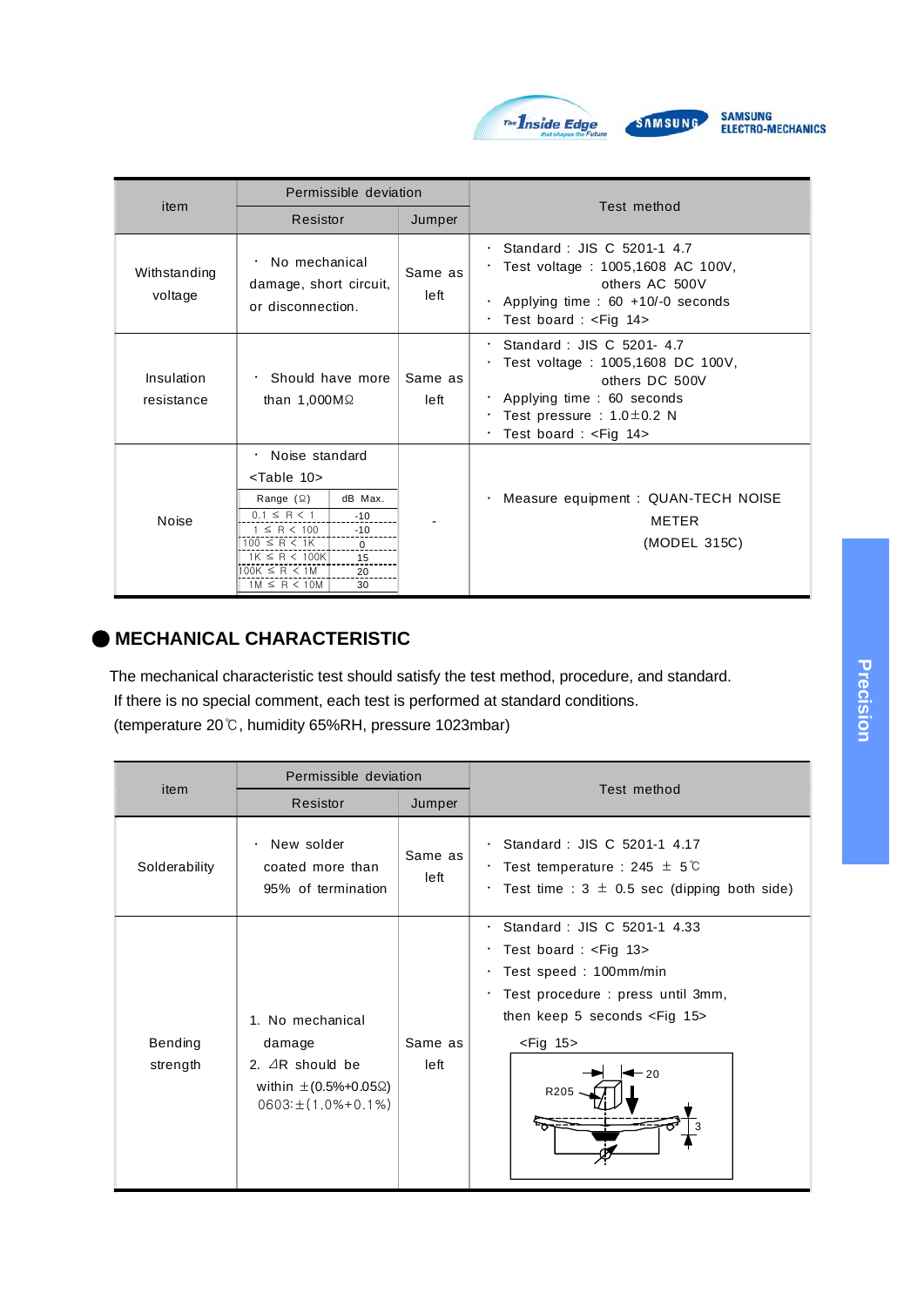| item | Permissible deviation | | Test method |
|---|---|---|---|
| | Resistor | Jumper | |
| Withstanding voltage | · No mechanical damage, short circuit, or disconnection. | Same as left | · Standard : JIS C 5201-1 4.7<br>· Test voltage : 1005,1608 AC 100V, others AC 500V<br>· Applying time : 60 +10/-0 seconds<br>· Test board : <Fig 14> |
| Insulation resistance | · Should have more than 1,000MΩ | Same as left | · Standard : JIS C 5201- 4.7<br>· Test voltage : 1005,1608 DC 100V, others DC 500V<br>· Applying time : 60 seconds<br>· Test pressure : 1.0±0.2 N<br>· Test board : <Fig 14> |
| Noise | · Noise standard <Table 10><br>Range (Ω) / dB Max.<br>0.1 ≤ R < 1 : -10<br>1 ≤ R < 100 : -10<br>100 ≤ R < 1K : 0<br>1K ≤ R < 100K : 15<br>100K ≤ R < 1M : 20<br>1M ≤ R < 10M : 30 | - | · Measure equipment : QUAN-TECH NOISE METER (MODEL 315C) |

## MECHANICAL CHARACTERISTIC

The mechanical characteristic test should satisfy the test method, procedure, and standard.
If there is no special comment, each test is performed at standard conditions.
(temperature 20℃, humidity 65%RH, pressure 1023mbar)

| item | Permissible deviation | | Test method |
|---|---|---|---|
| | Resistor | Jumper | |
| Solderability | · New solder coated more than 95% of termination | Same as left | · Standard : JIS C 5201-1 4.17<br>· Test temperature : 245 ± 5℃<br>· Test time : 3 ± 0.5 sec (dipping both side) |
| Bending strength | 1. No mechanical damage<br>2. ⊿R should be within ±(0.5%+0.05Ω)<br>0603:±(1.0%+0.1%) | Same as left | · Standard : JIS C 5201-1 4.33<br>· Test board : <Fig 13><br>· Test speed : 100mm/min<br>· Test procedure : press until 3mm, then keep 5 seconds <Fig 15><br><Fig 15> |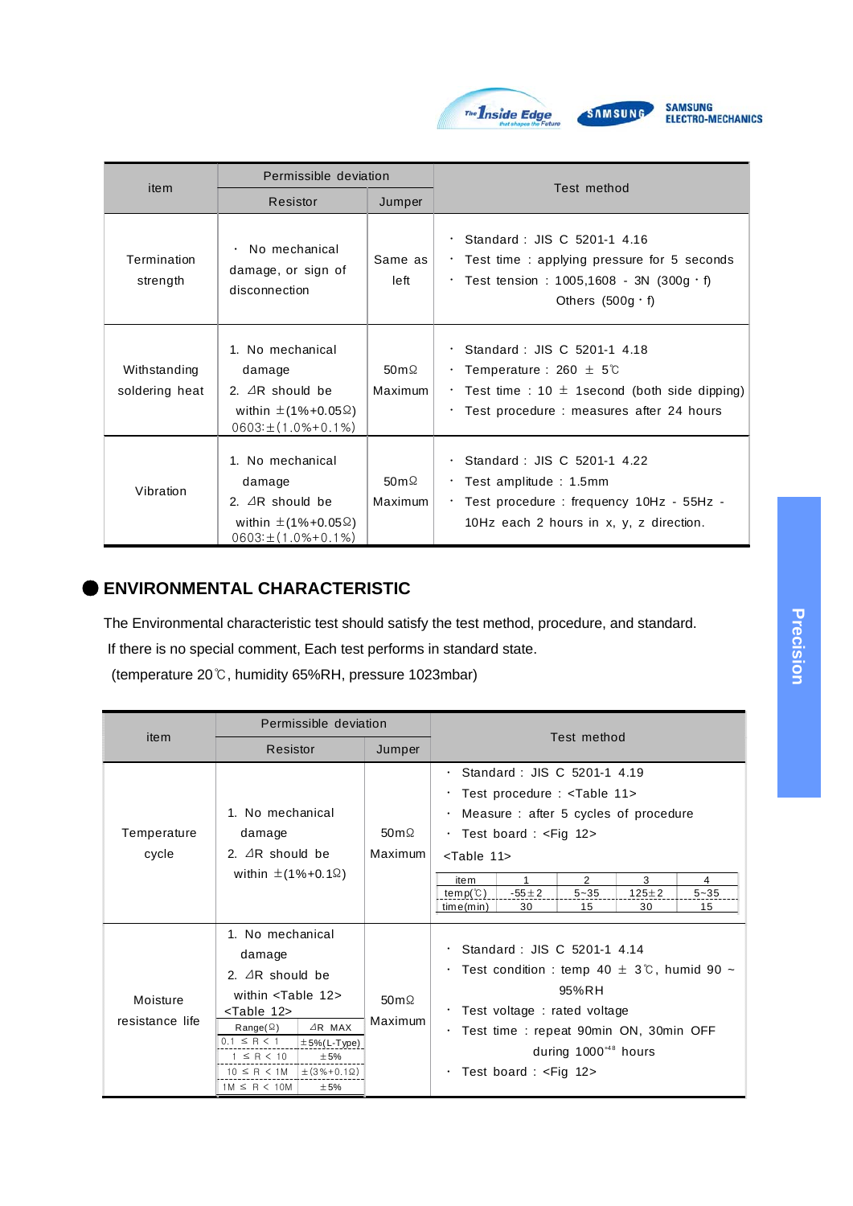| item | Permissible deviation | | Test method |
|---|---|---|---|
| | Resistor | Jumper | |
| Termination strength | · No mechanical damage, or sign of disconnection | Same as left | · Standard : JIS C 5201-1 4.16<br>· Test time : applying pressure for 5 seconds<br>· Test tension : 1005,1608 - 3N (300g · f) Others (500g · f) |
| Withstanding soldering heat | 1. No mechanical damage<br>2. ⊿R should be within ±(1%+0.05Ω)<br>0603:±(1.0%+0.1%) | 50mΩ Maximum | · Standard : JIS C 5201-1 4.18<br>· Temperature : 260 ± 5℃<br>· Test time : 10 ± 1second (both side dipping)<br>· Test procedure : measures after 24 hours |
| Vibration | 1. No mechanical damage<br>2. ⊿R should be within ±(1%+0.05Ω)<br>0603:±(1.0%+0.1%) | 50mΩ Maximum | · Standard : JIS C 5201-1 4.22<br>· Test amplitude : 1.5mm<br>· Test procedure : frequency 10Hz - 55Hz - 10Hz each 2 hours in x, y, z direction. |

## ENVIRONMENTAL CHARACTERISTIC

The Environmental characteristic test should satisfy the test method, procedure, and standard.
If there is no special comment, Each test performs in standard state.
(temperature 20℃, humidity 65%RH, pressure 1023mbar)

| item | Permissible deviation | | Test method |
|---|---|---|---|
| | Resistor | Jumper | |
| Temperature cycle | 1. No mechanical damage<br>2. ⊿R should be within ±(1%+0.1Ω) | 50mΩ Maximum | · Standard : JIS C 5201-1 4.19<br>· Test procedure : <Table 11><br>· Measure : after 5 cycles of procedure<br>· Test board : <Fig 12><br><Table 11> |
| Moisture resistance life | 1. No mechanical damage<br>2. ⊿R should be within <Table 12> | 50mΩ Maximum | · Standard : JIS C 5201-1 4.14<br>· Test condition : temp 40 ± 3℃, humid 90 ~ 95%RH<br>· Test voltage : rated voltage<br>· Test time : repeat 90min ON, 30min OFF during 1000⁺⁴⁸ hours<br>· Test board : <Fig 12> |

<Table 11>

| item | 1 | 2 | 3 | 4 |
|---|---|---|---|---|
| temp(℃) | -55±2 | 5~35 | 125±2 | 5~35 |
| time(min) | 30 | 15 | 30 | 15 |

<Table 12>

| Range(Ω) | ⊿R MAX |
|---|---|
| 0.1 ≤ R < 1 | ±5%(L-Type) |
| 1 ≤ R < 10 | ±5% |
| 10 ≤ R < 1M | ±(3%+0.1Ω) |
| 1M ≤ R < 10M | ±5% |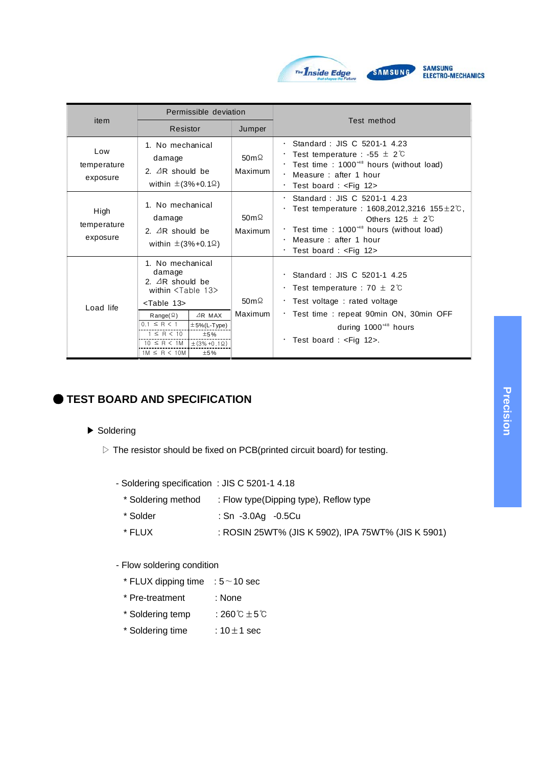| item | Permissible deviation | | Test method |
|---|---|---|---|
| | Resistor | Jumper | |
| Low temperature exposure | 1. No mechanical damage<br>2. ⊿R should be within ±(3%+0.1Ω) | 50mΩ Maximum | · Standard : JIS C 5201-1 4.23<br>· Test temperature : -55 ± 2℃<br>· Test time : $1000^{+48}$ hours (without load)<br>· Measure : after 1 hour<br>· Test board : <Fig 12> |
| High temperature exposure | 1. No mechanical damage<br>2. ⊿R should be within ±(3%+0.1Ω) | 50mΩ Maximum | · Standard : JIS C 5201-1 4.23<br>· Test temperature : 1608,2012,3216 155±2℃, Others 125 ± 2℃<br>· Test time : $1000^{+48}$ hours (without load)<br>· Measure : after 1 hour<br>· Test board : <Fig 12> |
| Load life | 1. No mechanical damage<br>2. ⊿R should be within <Table 13><br><Table 13><br>Range(Ω) / ⊿R MAX:<br>0.1 ≤ R < 1 : ±5%(L-Type)<br>1 ≤ R < 10 : ±5%<br>10 ≤ R < 1M : ±(3%+0.1Ω)<br>1M ≤ R < 10M : ±5% | 50mΩ Maximum | · Standard : JIS C 5201-1 4.25<br>· Test temperature : 70 ± 2℃<br>· Test voltage : rated voltage<br>· Test time : repeat 90min ON, 30min OFF during $1000^{+48}$ hours<br>· Test board : <Fig 12>. |

## ● TEST BOARD AND SPECIFICATION

### ▶ Soldering

▷ The resistor should be fixed on PCB(printed circuit board) for testing.

- Soldering specification : JIS C 5201-1 4.18
  - * Soldering method : Flow type(Dipping type), Reflow type
  - * Solder : Sn -3.0Ag -0.5Cu
  - * FLUX : ROSIN 25WT% (JIS K 5902), IPA 75WT% (JIS K 5901)

- Flow soldering condition
  - * FLUX dipping time : 5~10 sec
  - * Pre-treatment : None
  - * Soldering temp : 260℃±5℃
  - * Soldering time : 10±1 sec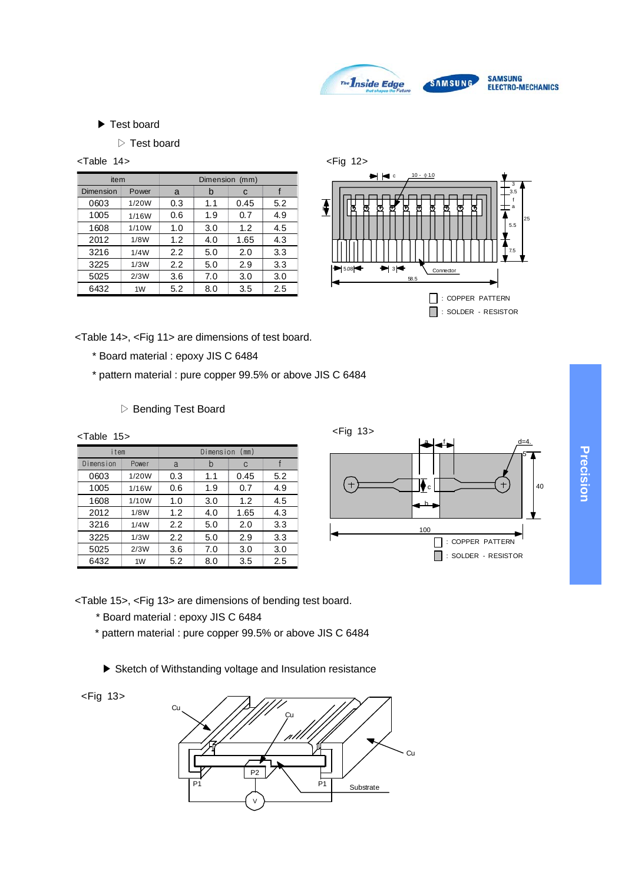▶ Test board

▷ Test board

<Table 14>

| item | | Dimension (mm) | | | |
|---|---|---|---|---|---|
| Dimension | Power | a | b | c | f |
| 0603 | 1/20W | 0.3 | 1.1 | 0.45 | 5.2 |
| 1005 | 1/16W | 0.6 | 1.9 | 0.7 | 4.9 |
| 1608 | 1/10W | 1.0 | 3.0 | 1.2 | 4.5 |
| 2012 | 1/8W | 1.2 | 4.0 | 1.65 | 4.3 |
| 3216 | 1/4W | 2.2 | 5.0 | 2.0 | 3.3 |
| 3225 | 1/3W | 2.2 | 5.0 | 2.9 | 3.3 |
| 5025 | 2/3W | 3.6 | 7.0 | 3.0 | 3.0 |
| 6432 | 1W | 5.2 | 8.0 | 3.5 | 2.5 |

<Fig 12>

: COPPER PATTERN

: SOLDER - RESISTOR

<Table 14>, <Fig 11> are dimensions of test board.

* Board material : epoxy JIS C 6484
* pattern material : pure copper 99.5% or above JIS C 6484

▷ Bending Test Board

<Table 15>

| item | | Dimension (mm) | | | |
|---|---|---|---|---|---|
| Dimension | Power | a | b | c | f |
| 0603 | 1/20W | 0.3 | 1.1 | 0.45 | 5.2 |
| 1005 | 1/16W | 0.6 | 1.9 | 0.7 | 4.9 |
| 1608 | 1/10W | 1.0 | 3.0 | 1.2 | 4.5 |
| 2012 | 1/8W | 1.2 | 4.0 | 1.65 | 4.3 |
| 3216 | 1/4W | 2.2 | 5.0 | 2.0 | 3.3 |
| 3225 | 1/3W | 2.2 | 5.0 | 2.9 | 3.3 |
| 5025 | 2/3W | 3.6 | 7.0 | 3.0 | 3.0 |
| 6432 | 1W | 5.2 | 8.0 | 3.5 | 2.5 |

<Fig 13>

: COPPER PATTERN

: SOLDER - RESISTOR

<Table 15>, <Fig 13> are dimensions of bending test board.

* Board material : epoxy JIS C 6484
* pattern material : pure copper 99.5% or above JIS C 6484

▶ Sketch of Withstanding voltage and Insulation resistance

<Fig 13>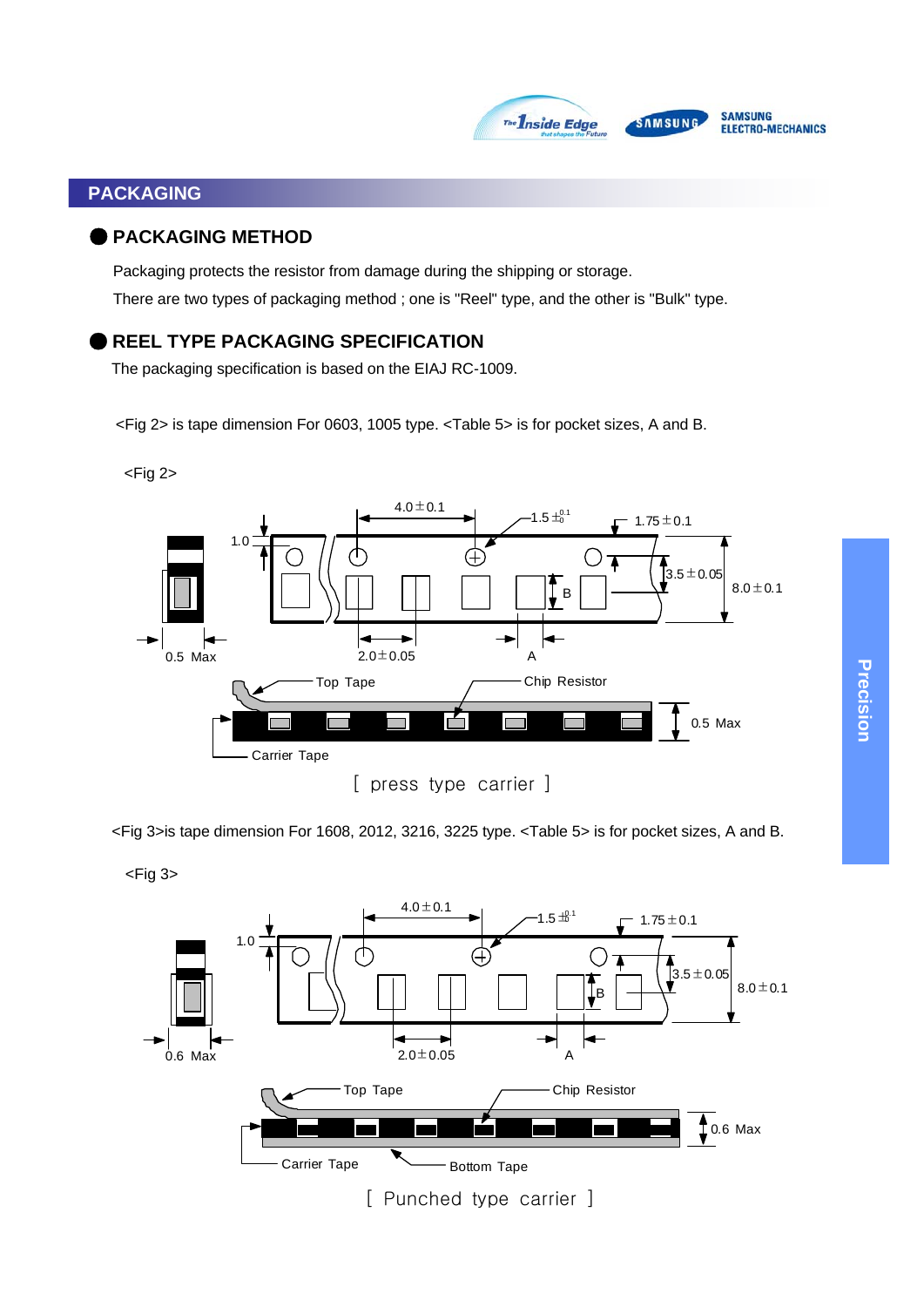## PACKAGING

### PACKAGING METHOD

Packaging protects the resistor from damage during the shipping or storage.

There are two types of packaging method ; one is "Reel" type, and the other is "Bulk" type.

### REEL TYPE PACKAGING SPECIFICATION

The packaging specification is based on the EIAJ RC-1009.

<Fig 2> is tape dimension For 0603, 1005 type. <Table 5> is for pocket sizes, A and B.

<Fig 2>

4.0±0.1 1.5 $^{+0.1}_{-0}$ 1.75±0.1 1.0 3.5±0.05 8.0±0.1 B 0.5 Max 2.0±0.05 A

Top Tape Chip Resistor Carrier Tape 0.5 Max

[ press type carrier ]

<Fig 3>is tape dimension For 1608, 2012, 3216, 3225 type. <Table 5> is for pocket sizes, A and B.

<Fig 3>

4.0±0.1 1.5 $^{+0.1}_{-0}$ 1.75±0.1 1.0 3.5±0.05 8.0±0.1 B 0.6 Max 2.0±0.05 A

Top Tape Chip Resistor Carrier Tape Bottom Tape 0.6 Max

[ Punched type carrier ]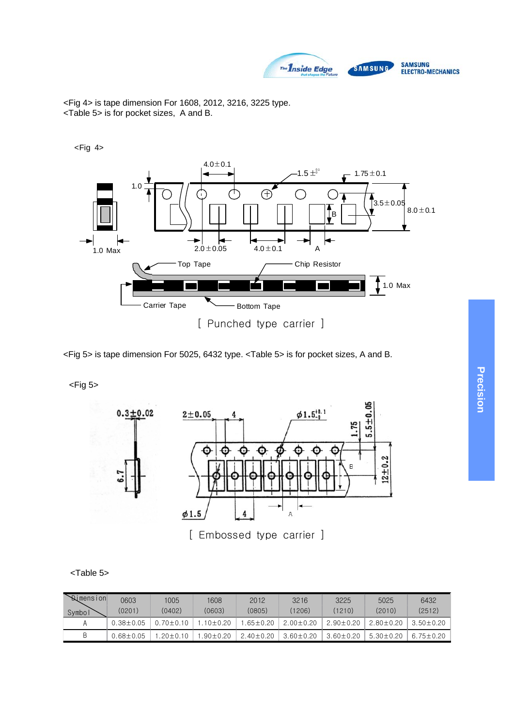<Fig 4> is tape dimension For 1608, 2012, 3216, 3225 type.
<Table 5> is for pocket sizes, A and B.

<Fig 4>

[ Punched type carrier ]

<Fig 5> is tape dimension For 5025, 6432 type. <Table 5> is for pocket sizes, A and B.

<Fig 5>

[ Embossed type carrier ]

<Table 5>

| Dimension / Symbol | 0603 (0201) | 1005 (0402) | 1608 (0603) | 2012 (0805) | 3216 (1206) | 3225 (1210) | 5025 (2010) | 6432 (2512) |
|---|---|---|---|---|---|---|---|---|
| A | 0.38±0.05 | 0.70±0.10 | 1.10±0.20 | 1.65±0.20 | 2.00±0.20 | 2.90±0.20 | 2.80±0.20 | 3.50±0.20 |
| B | 0.68±0.05 | 1.20±0.10 | 1.90±0.20 | 2.40±0.20 | 3.60±0.20 | 3.60±0.20 | 5.30±0.20 | 6.75±0.20 |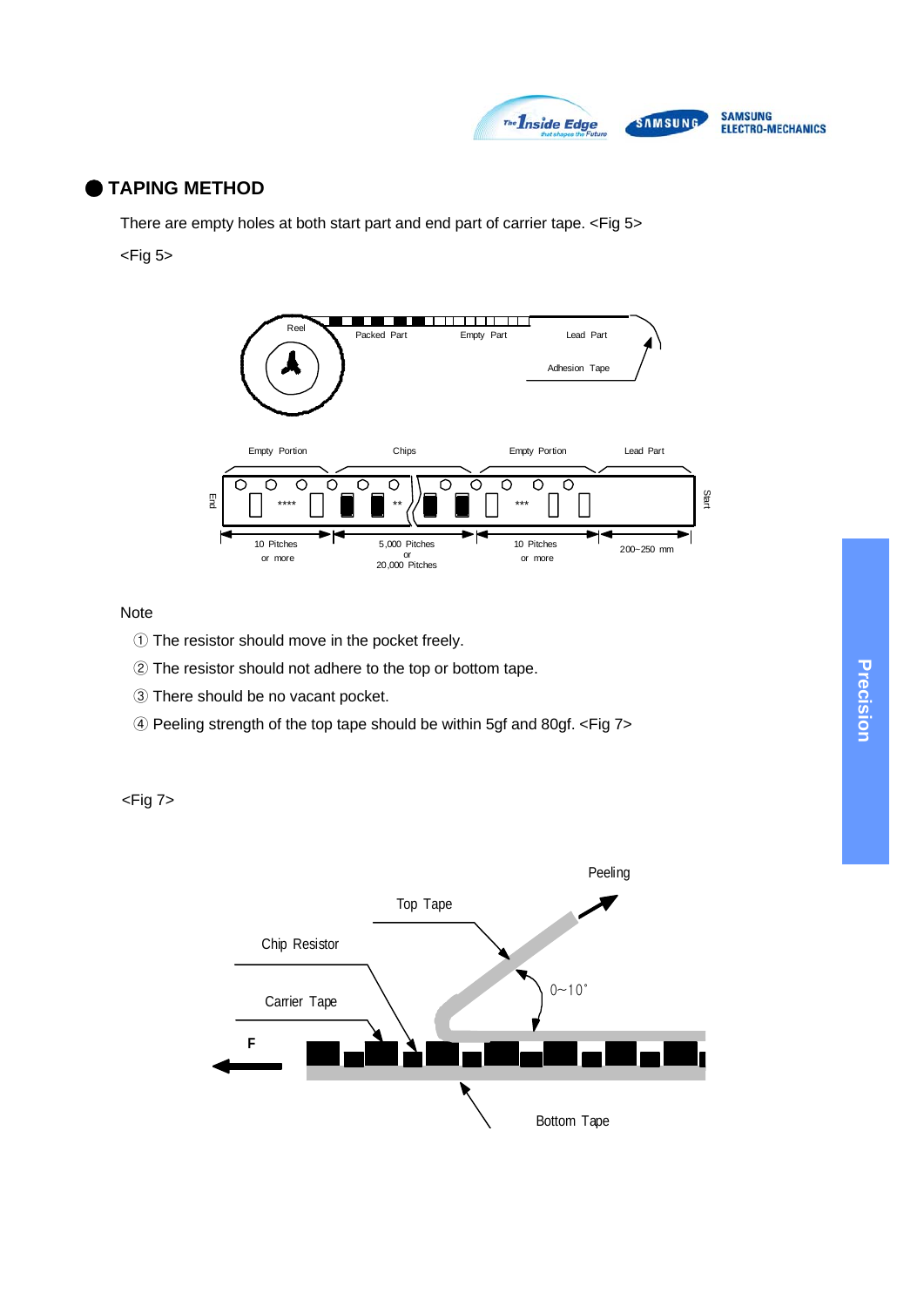## TAPING METHOD

There are empty holes at both start part and end part of carrier tape. <Fig 5>

<Fig 5>

Note

① The resistor should move in the pocket freely.

② The resistor should not adhere to the top or bottom tape.

③ There should be no vacant pocket.

④ Peeling strength of the top tape should be within 5gf and 80gf. <Fig 7>

<Fig 7>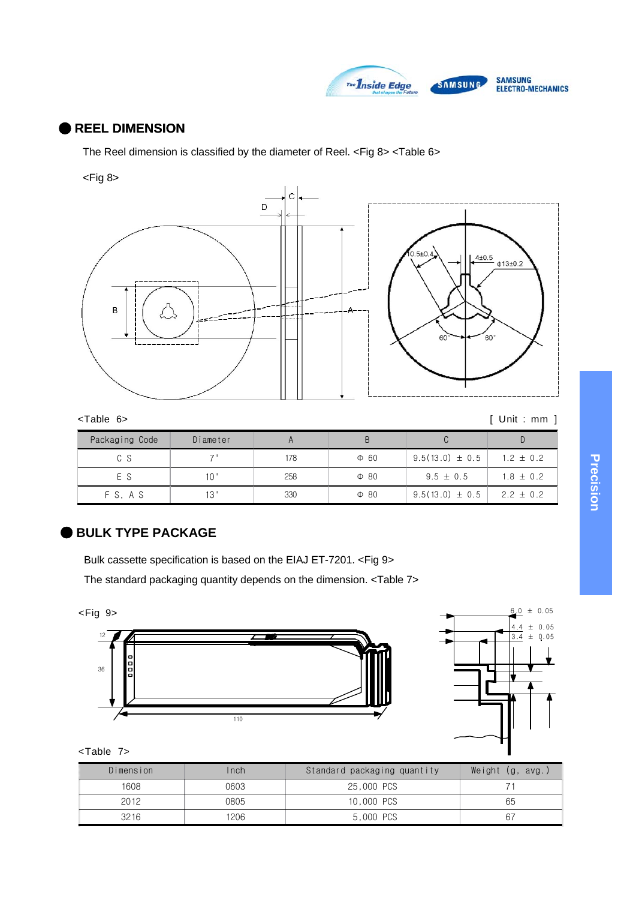## REEL DIMENSION

The Reel dimension is classified by the diameter of Reel. <Fig 8> <Table 6>

<Fig 8>

<Table 6>

[ Unit : mm ]

| Packaging Code | Diameter | A | B | C | D |
|---|---|---|---|---|---|
| C S | 7" | 178 | Φ 60 | 9.5(13.0) ± 0.5 | 1.2 ± 0.2 |
| E S | 10" | 258 | Φ 80 | 9.5 ± 0.5 | 1.8 ± 0.2 |
| F S, A S | 13" | 330 | Φ 80 | 9.5(13.0) ± 0.5 | 2.2 ± 0.2 |

## BULK TYPE PACKAGE

Bulk cassette specification is based on the EIAJ ET-7201. <Fig 9>

The standard packaging quantity depends on the dimension. <Table 7>

<Fig 9>

<Table 7>

| Dimension | Inch | Standard packaging quantity | Weight (g, avg.) |
|---|---|---|---|
| 1608 | 0603 | 25,000 PCS | 71 |
| 2012 | 0805 | 10,000 PCS | 65 |
| 3216 | 1206 | 5,000 PCS | 67 |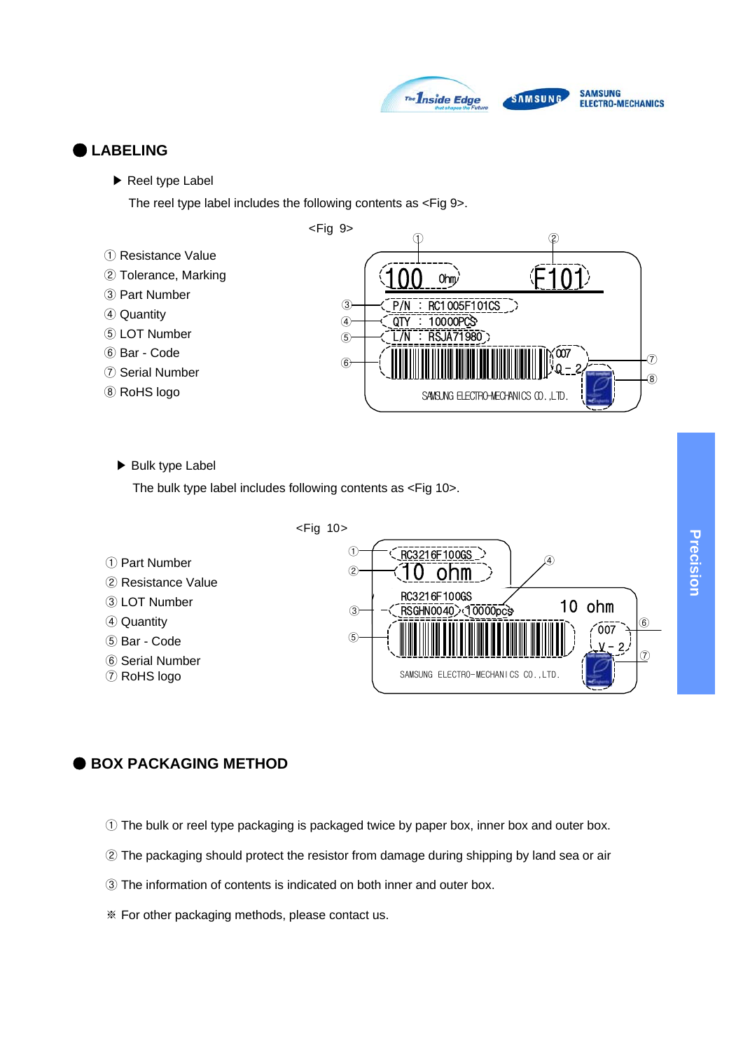## LABELING

▶ Reel type Label

The reel type label includes the following contents as <Fig 9>.

<Fig 9>

① Resistance Value
② Tolerance, Marking
③ Part Number
④ Quantity
⑤ LOT Number
⑥ Bar - Code
⑦ Serial Number
⑧ RoHS logo

▶ Bulk type Label

The bulk type label includes following contents as <Fig 10>.

<Fig 10>

① Part Number
② Resistance Value
③ LOT Number
④ Quantity
⑤ Bar - Code
⑥ Serial Number
⑦ RoHS logo

## BOX PACKAGING METHOD

① The bulk or reel type packaging is packaged twice by paper box, inner box and outer box.

② The packaging should protect the resistor from damage during shipping by land sea or air

③ The information of contents is indicated on both inner and outer box.

※ For other packaging methods, please contact us.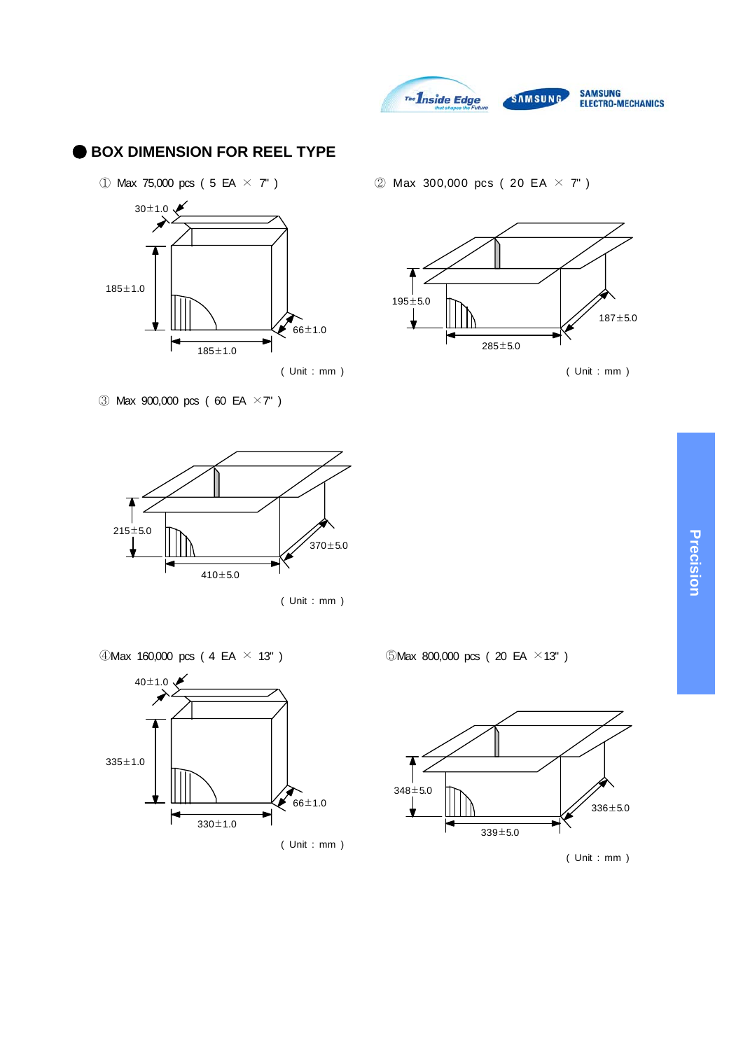## BOX DIMENSION FOR REEL TYPE

① Max 75,000 pcs ( 5 EA × 7" )

30±1.0

185±1.0

66±1.0

185±1.0

( Unit : mm )

② Max 300,000 pcs ( 20 EA × 7" )

195±5.0

187±5.0

285±5.0

( Unit : mm )

③ Max 900,000 pcs ( 60 EA ×7" )

215±5.0

370±5.0

410±5.0

( Unit : mm )

④Max 160,000 pcs ( 4 EA × 13" )

40±1.0

335±1.0

66±1.0

330±1.0

( Unit : mm )

⑤Max 800,000 pcs ( 20 EA ×13" )

348±5.0

336±5.0

339±5.0

( Unit : mm )

Precision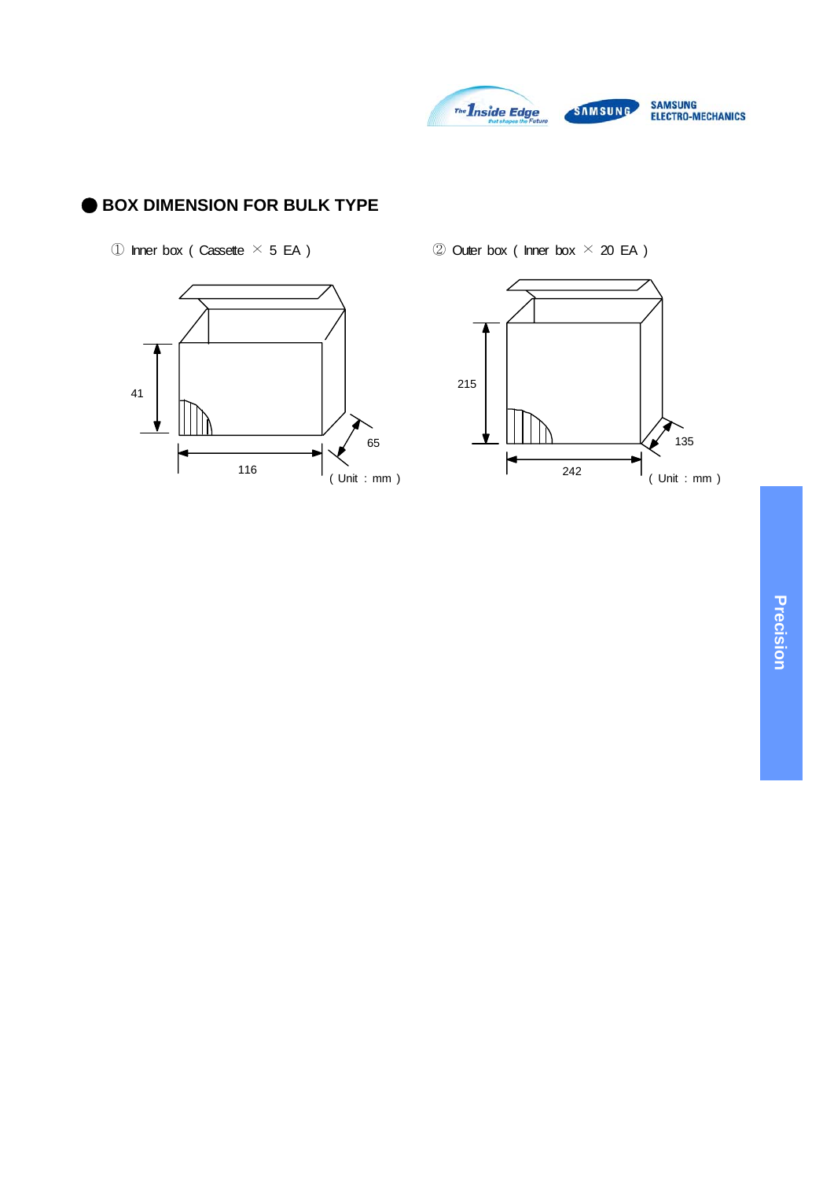## BOX DIMENSION FOR BULK TYPE

① Inner box ( Cassette × 5 EA )

41

65

116

( Unit : mm )

② Outer box ( Inner box × 20 EA )

215

135

242

( Unit : mm )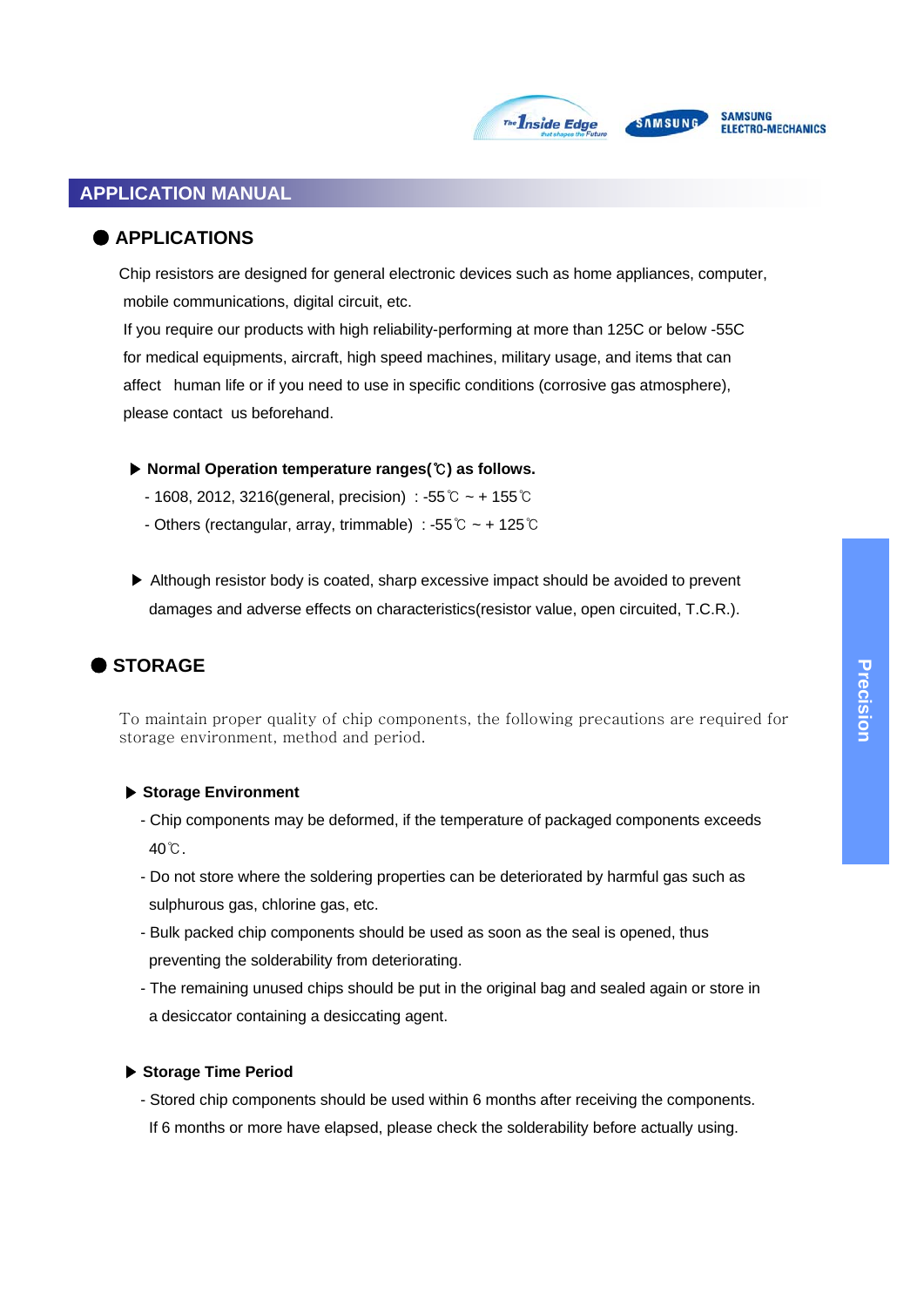## APPLICATION MANUAL

### APPLICATIONS

Chip resistors are designed for general electronic devices such as home appliances, computer, mobile communications, digital circuit, etc.
If you require our products with high reliability-performing at more than 125C or below -55C for medical equipments, aircraft, high speed machines, military usage, and items that can affect human life or if you need to use in specific conditions (corrosive gas atmosphere), please contact us beforehand.

▶ **Normal Operation temperature ranges(℃) as follows.**

- 1608, 2012, 3216(general, precision) : -55℃ ~ + 155℃
- Others (rectangular, array, trimmable) : -55℃ ~ + 125℃

▶ Although resistor body is coated, sharp excessive impact should be avoided to prevent damages and adverse effects on characteristics(resistor value, open circuited, T.C.R.).

### STORAGE

To maintain proper quality of chip components, the following precautions are required for storage environment, method and period.

▶ **Storage Environment**

- Chip components may be deformed, if the temperature of packaged components exceeds 40℃.
- Do not store where the soldering properties can be deteriorated by harmful gas such as sulphurous gas, chlorine gas, etc.
- Bulk packed chip components should be used as soon as the seal is opened, thus preventing the solderability from deteriorating.
- The remaining unused chips should be put in the original bag and sealed again or store in a desiccator containing a desiccating agent.

▶ **Storage Time Period**

- Stored chip components should be used within 6 months after receiving the components. If 6 months or more have elapsed, please check the solderability before actually using.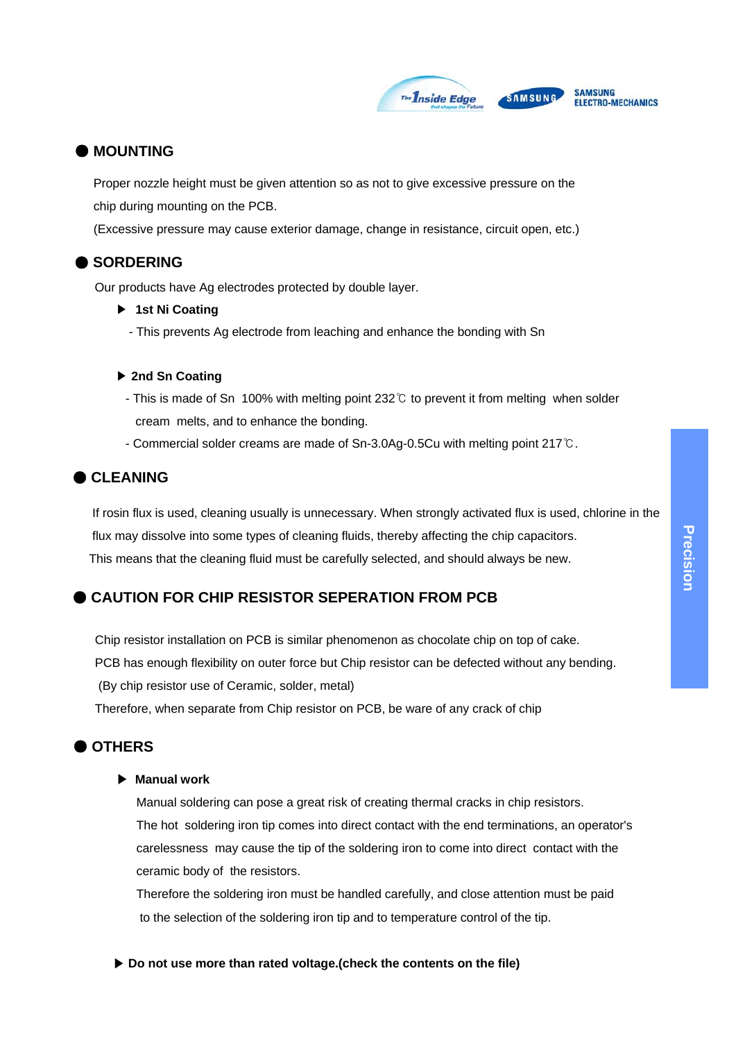## MOUNTING

Proper nozzle height must be given attention so as not to give excessive pressure on the chip during mounting on the PCB.

(Excessive pressure may cause exterior damage, change in resistance, circuit open, etc.)

## SORDERING

Our products have Ag electrodes protected by double layer.

- **1st Ni Coating**
  - This prevents Ag electrode from leaching and enhance the bonding with Sn

- **2nd Sn Coating**
  - This is made of Sn 100% with melting point 232℃ to prevent it from melting when solder cream melts, and to enhance the bonding.
  - Commercial solder creams are made of Sn-3.0Ag-0.5Cu with melting point 217℃.

## CLEANING

If rosin flux is used, cleaning usually is unnecessary. When strongly activated flux is used, chlorine in the flux may dissolve into some types of cleaning fluids, thereby affecting the chip capacitors.

This means that the cleaning fluid must be carefully selected, and should always be new.

## CAUTION FOR CHIP RESISTOR SEPERATION FROM PCB

Chip resistor installation on PCB is similar phenomenon as chocolate chip on top of cake.

PCB has enough flexibility on outer force but Chip resistor can be defected without any bending.

(By chip resistor use of Ceramic, solder, metal)

Therefore, when separate from Chip resistor on PCB, be ware of any crack of chip

## OTHERS

- **Manual work**

  Manual soldering can pose a great risk of creating thermal cracks in chip resistors.
  The hot soldering iron tip comes into direct contact with the end terminations, an operator's carelessness may cause the tip of the soldering iron to come into direct contact with the ceramic body of the resistors.
  Therefore the soldering iron must be handled carefully, and close attention must be paid to the selection of the soldering iron tip and to temperature control of the tip.

- **Do not use more than rated voltage.(check the contents on the file)**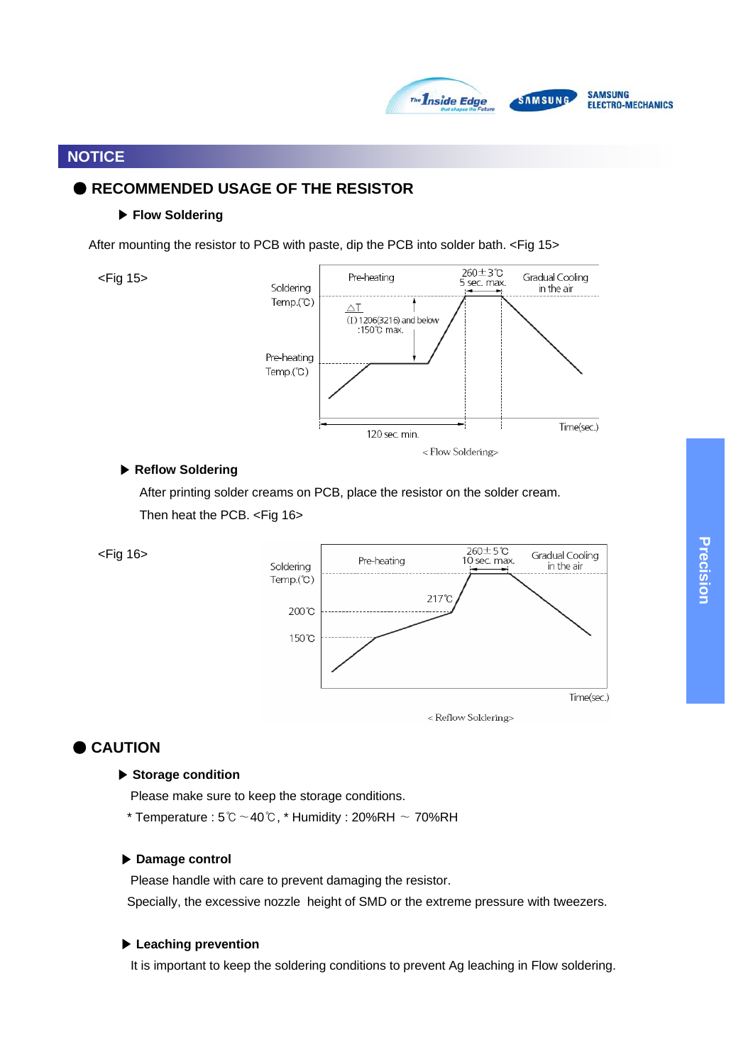## NOTICE

### RECOMMENDED USAGE OF THE RESISTOR

**▶ Flow Soldering**

After mounting the resistor to PCB with paste, dip the PCB into solder bath. <Fig 15>

<Fig 15>

Soldering Temp.(℃)
Pre-heating Temp.(℃)
Pre-heating
260±3℃
5 sec. max.
Gradual Cooling in the air
△T
(1) 1206(3216) and below
:150℃ max.
120 sec. min.
Time(sec.)

< Flow Soldering>

**▶ Reflow Soldering**

After printing solder creams on PCB, place the resistor on the solder cream.

Then heat the PCB. <Fig 16>

<Fig 16>

Soldering Temp.(℃)
Pre-heating
260±5℃
10 sec. max.
Gradual Cooling in the air
217℃
200℃
150℃
Time(sec.)

< Reflow Soldering>

### CAUTION

**▶ Storage condition**

Please make sure to keep the storage conditions.

* Temperature : 5℃ ~ 40℃, * Humidity : 20%RH ~ 70%RH

**▶ Damage control**

Please handle with care to prevent damaging the resistor.

Specially, the excessive nozzle height of SMD or the extreme pressure with tweezers.

**▶ Leaching prevention**

It is important to keep the soldering conditions to prevent Ag leaching in Flow soldering.